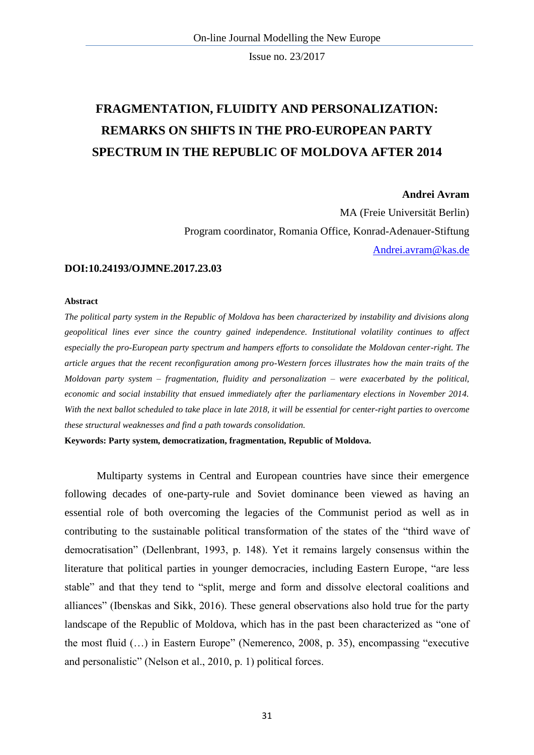# FRAGMENTATION, FLUIDITY AND PERSONALIZATION: REMARKS ON SHIFTS IN THE PRO-EUROPEAN PARTY SPECTRUM IN THE REPUBLIC OF MOLDOVA AFTER 2014

**Andrei Avram**

MA (Freie Universität Berlin)

Program coordinator, Romania Office, Konrad-Adenauer-Stiftung

Andrei.avram@kas.de

**DOI:10.24193/OJMNE.2017.23.03**

**Abstract**

*The political party system in the Republic of Moldova has been characterized by instability and divisions along geopolitical lines ever since the country gained independence. Institutional volatility continues to affect especially the pro-European party spectrum and hampers efforts to consolidate the Moldovan center-right. The article argues that the recent reconfiguration among pro-Western forces illustrates how the main traits of the Moldovan party system – fragmentation, fluidity and personalization – were exacerbated by the political, economic and social instability that ensued immediately after the parliamentary elections in November 2014. With the next ballot scheduled to take place in late 2018, it will be essential for center-right parties to overcome these structural weaknesses and find a path towards consolidation.*

**Keywords: Party system, democratization, fragmentation, Republic of Moldova.**

Multiparty systems in Central and European countries have since their emergence following decades of one-party-rule and Soviet dominance been viewed as having an essential role of both overcoming the legacies of the Communist period as well as in contributing to the sustainable political transformation of the states of the "third wave of democratisation" (Dellenbrant, 1993, p. 148). Yet it remains largely consensus within the literature that political parties in younger democracies, including Eastern Europe, "are less stable" and that they tend to "split, merge and form and dissolve electoral coalitions and alliances" (Ibenskas and Sikk, 2016). These general observations also hold true for the party landscape of the Republic of Moldova, which has in the past been characterized as "one of the most fluid (…) in Eastern Europe" (Nemerenco, 2008, p. 35), encompassing "executive and personalistic" (Nelson et al., 2010, p. 1) political forces.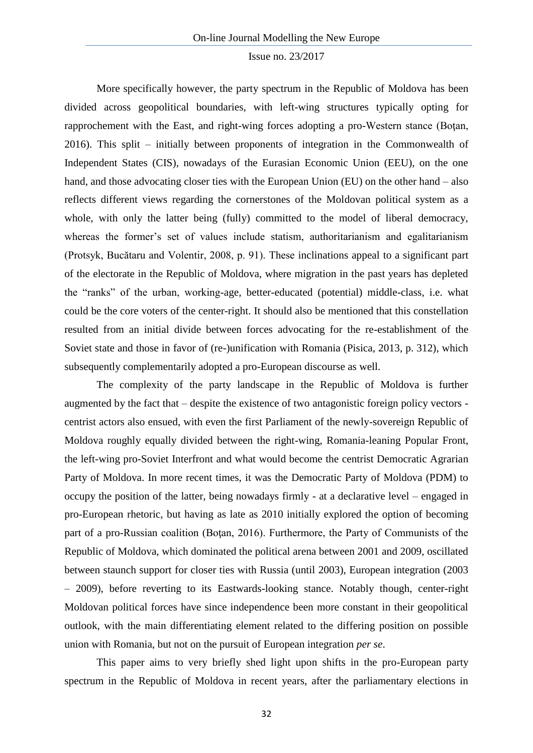More specifically however, the party spectrum in the Republic of Moldova has been divided across geopolitical boundaries, with left-wing structures typically opting for rapprochement with the East, and right-wing forces adopting a pro-Western stance (Boţan, 2016). This split – initially between proponents of integration in the Commonwealth of Independent States (CIS), nowadays of the Eurasian Economic Union (EEU), on the one hand, and those advocating closer ties with the European Union (EU) on the other hand – also reflects different views regarding the cornerstones of the Moldovan political system as a whole, with only the latter being (fully) committed to the model of liberal democracy, whereas the former's set of values include statism, authoritarianism and egalitarianism (Protsyk, Bucătaru and Volentir, 2008, p. 91). These inclinations appeal to a significant part of the electorate in the Republic of Moldova, where migration in the past years has depleted the "ranks" of the urban, working-age, better-educated (potential) middle-class, i.e. what could be the core voters of the center-right. It should also be mentioned that this constellation resulted from an initial divide between forces advocating for the re-establishment of the Soviet state and those in favor of (re-)unification with Romania (Pisica, 2013, p. 312), which subsequently complementarily adopted a pro-European discourse as well.

The complexity of the party landscape in the Republic of Moldova is further augmented by the fact that – despite the existence of two antagonistic foreign policy vectors - centrist actors also ensued, with even the first Parliament of the newly-sovereign Republic of Moldova roughly equally divided between the right-wing, Romania-leaning Popular Front, the left-wing pro-Soviet Interfront and what would become the centrist Democratic Agrarian Party of Moldova. In more recent times, it was the Democratic Party of Moldova (PDM) to occupy the position of the latter, being nowadays firmly - at a declarative level – engaged in pro-European rhetoric, but having as late as 2010 initially explored the option of becoming part of a pro-Russian coalition (Boţan, 2016). Furthermore, the Party of Communists of the Republic of Moldova, which dominated the political arena between 2001 and 2009, oscillated between staunch support for closer ties with Russia (until 2003), European integration (2003 – 2009), before reverting to its Eastwards-looking stance. Notably though, center-right Moldovan political forces have since independence been more constant in their geopolitical outlook, with the main differentiating element related to the differing position on possible union with Romania, but not on the pursuit of European integration *per se*.

This paper aims to very briefly shed light upon shifts in the pro-European party spectrum in the Republic of Moldova in recent years, after the parliamentary elections in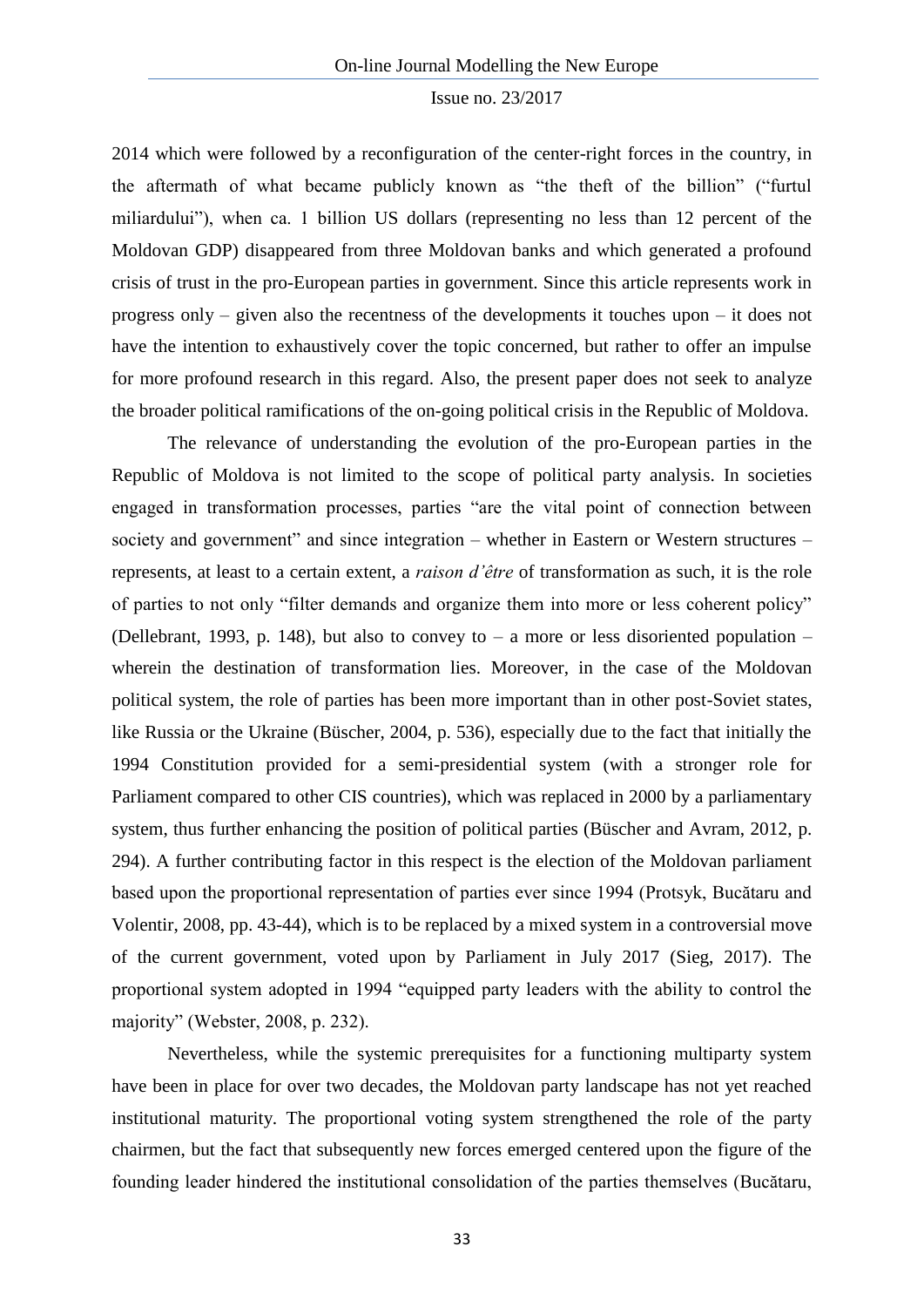2014 which were followed by a reconfiguration of the center-right forces in the country, in the aftermath of what became publicly known as "the theft of the billion" ("furtul miliardului"), when ca. 1 billion US dollars (representing no less than 12 percent of the Moldovan GDP) disappeared from three Moldovan banks and which generated a profound crisis of trust in the pro-European parties in government. Since this article represents work in progress only – given also the recentness of the developments it touches upon – it does not have the intention to exhaustively cover the topic concerned, but rather to offer an impulse for more profound research in this regard. Also, the present paper does not seek to analyze the broader political ramifications of the on-going political crisis in the Republic of Moldova.

The relevance of understanding the evolution of the pro-European parties in the Republic of Moldova is not limited to the scope of political party analysis. In societies engaged in transformation processes, parties "are the vital point of connection between society and government" and since integration – whether in Eastern or Western structures – represents, at least to a certain extent, a *raison d'être* of transformation as such, it is the role of parties to not only "filter demands and organize them into more or less coherent policy" (Dellebrant, 1993, p. 148), but also to convey to – a more or less disoriented population – wherein the destination of transformation lies. Moreover, in the case of the Moldovan political system, the role of parties has been more important than in other post-Soviet states, like Russia or the Ukraine (Büscher, 2004, p. 536), especially due to the fact that initially the 1994 Constitution provided for a semi-presidential system (with a stronger role for Parliament compared to other CIS countries), which was replaced in 2000 by a parliamentary system, thus further enhancing the position of political parties (Büscher and Avram, 2012, p. 294). A further contributing factor in this respect is the election of the Moldovan parliament based upon the proportional representation of parties ever since 1994 (Protsyk, Bucătaru and Volentir, 2008, pp. 43-44), which is to be replaced by a mixed system in a controversial move of the current government, voted upon by Parliament in July 2017 (Sieg, 2017). The proportional system adopted in 1994 "equipped party leaders with the ability to control the majority" (Webster, 2008, p. 232).

Nevertheless, while the systemic prerequisites for a functioning multiparty system have been in place for over two decades, the Moldovan party landscape has not yet reached institutional maturity. The proportional voting system strengthened the role of the party chairmen, but the fact that subsequently new forces emerged centered upon the figure of the founding leader hindered the institutional consolidation of the parties themselves (Bucătaru,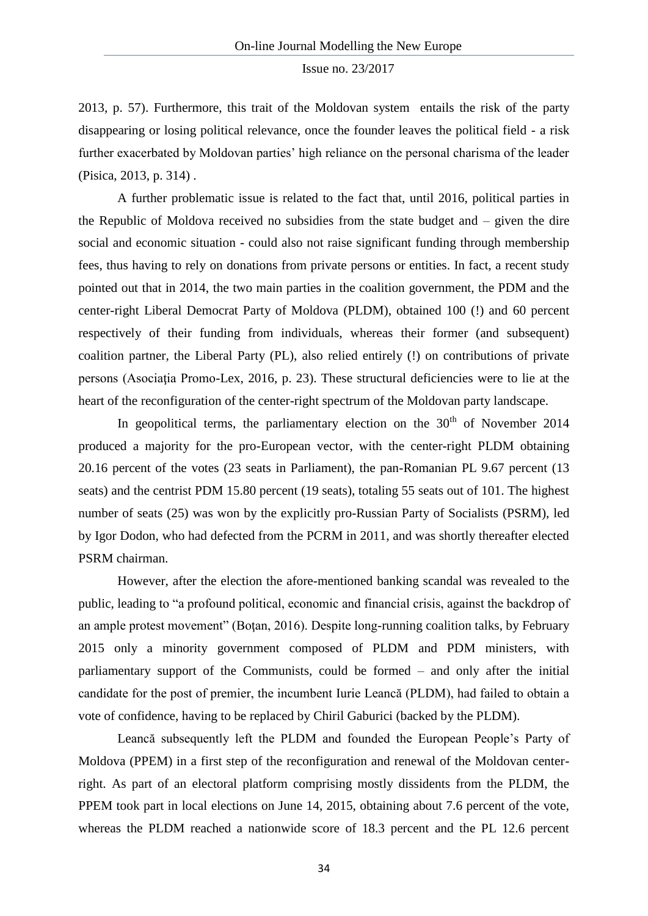2013, p. 57). Furthermore, this trait of the Moldovan system entails the risk of the party disappearing or losing political relevance, once the founder leaves the political field - a risk further exacerbated by Moldovan parties' high reliance on the personal charisma of the leader (Pisica, 2013, p. 314) .

A further problematic issue is related to the fact that, until 2016, political parties in the Republic of Moldova received no subsidies from the state budget and – given the dire social and economic situation - could also not raise significant funding through membership fees, thus having to rely on donations from private persons or entities. In fact, a recent study pointed out that in 2014, the two main parties in the coalition government, the PDM and the center-right Liberal Democrat Party of Moldova (PLDM), obtained 100 (!) and 60 percent respectively of their funding from individuals, whereas their former (and subsequent) coalition partner, the Liberal Party (PL), also relied entirely (!) on contributions of private persons (Asociaţia Promo-Lex, 2016, p. 23). These structural deficiencies were to lie at the heart of the reconfiguration of the center-right spectrum of the Moldovan party landscape.

In geopolitical terms, the parliamentary election on the 30th of November 2014 produced a majority for the pro-European vector, with the center-right PLDM obtaining 20.16 percent of the votes (23 seats in Parliament), the pan-Romanian PL 9.67 percent (13 seats) and the centrist PDM 15.80 percent (19 seats), totaling 55 seats out of 101. The highest number of seats (25) was won by the explicitly pro-Russian Party of Socialists (PSRM), led by Igor Dodon, who had defected from the PCRM in 2011, and was shortly thereafter elected PSRM chairman.

However, after the election the afore-mentioned banking scandal was revealed to the public, leading to "a profound political, economic and financial crisis, against the backdrop of an ample protest movement" (Boţan, 2016). Despite long-running coalition talks, by February 2015 only a minority government composed of PLDM and PDM ministers, with parliamentary support of the Communists, could be formed – and only after the initial candidate for the post of premier, the incumbent Iurie Leancă (PLDM), had failed to obtain a vote of confidence, having to be replaced by Chiril Gaburici (backed by the PLDM).

Leancă subsequently left the PLDM and founded the European People's Party of Moldova (PPEM) in a first step of the reconfiguration and renewal of the Moldovan center-right. As part of an electoral platform comprising mostly dissidents from the PLDM, the PPEM took part in local elections on June 14, 2015, obtaining about 7.6 percent of the vote, whereas the PLDM reached a nationwide score of 18.3 percent and the PL 12.6 percent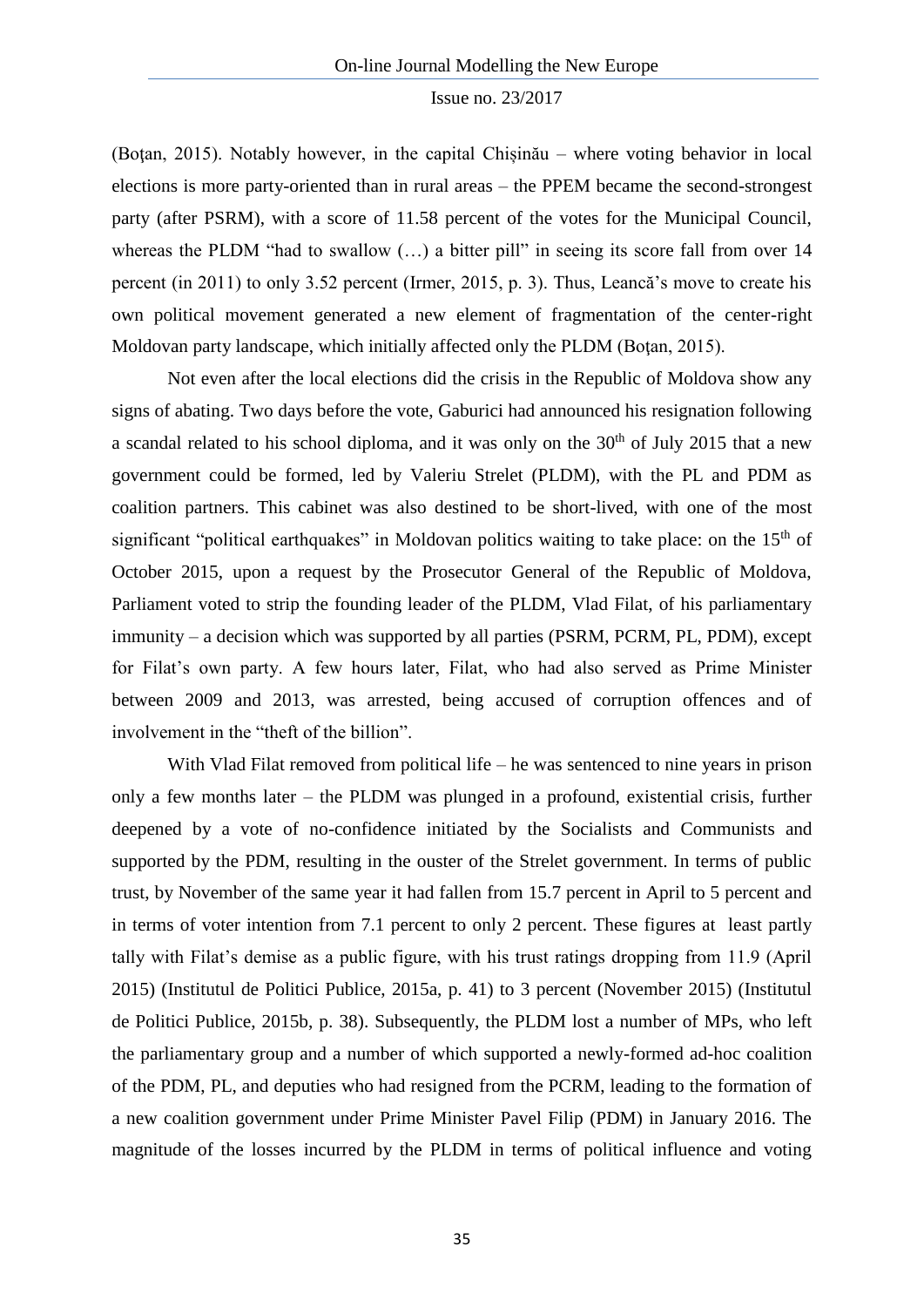(Boţan, 2015). Notably however, in the capital Chișinău – where voting behavior in local elections is more party-oriented than in rural areas – the PPEM became the second-strongest party (after PSRM), with a score of 11.58 percent of the votes for the Municipal Council, whereas the PLDM "had to swallow (…) a bitter pill" in seeing its score fall from over 14 percent (in 2011) to only 3.52 percent (Irmer, 2015, p. 3). Thus, Leancă's move to create his own political movement generated a new element of fragmentation of the center-right Moldovan party landscape, which initially affected only the PLDM (Boţan, 2015).

Not even after the local elections did the crisis in the Republic of Moldova show any signs of abating. Two days before the vote, Gaburici had announced his resignation following a scandal related to his school diploma, and it was only on the 30th of July 2015 that a new government could be formed, led by Valeriu Strelet (PLDM), with the PL and PDM as coalition partners. This cabinet was also destined to be short-lived, with one of the most significant "political earthquakes" in Moldovan politics waiting to take place: on the 15th of October 2015, upon a request by the Prosecutor General of the Republic of Moldova, Parliament voted to strip the founding leader of the PLDM, Vlad Filat, of his parliamentary immunity – a decision which was supported by all parties (PSRM, PCRM, PL, PDM), except for Filat's own party. A few hours later, Filat, who had also served as Prime Minister between 2009 and 2013, was arrested, being accused of corruption offences and of involvement in the "theft of the billion".

With Vlad Filat removed from political life – he was sentenced to nine years in prison only a few months later – the PLDM was plunged in a profound, existential crisis, further deepened by a vote of no-confidence initiated by the Socialists and Communists and supported by the PDM, resulting in the ouster of the Strelet government. In terms of public trust, by November of the same year it had fallen from 15.7 percent in April to 5 percent and in terms of voter intention from 7.1 percent to only 2 percent. These figures at least partly tally with Filat's demise as a public figure, with his trust ratings dropping from 11.9 (April 2015) (Institutul de Politici Publice, 2015a, p. 41) to 3 percent (November 2015) (Institutul de Politici Publice, 2015b, p. 38). Subsequently, the PLDM lost a number of MPs, who left the parliamentary group and a number of which supported a newly-formed ad-hoc coalition of the PDM, PL, and deputies who had resigned from the PCRM, leading to the formation of a new coalition government under Prime Minister Pavel Filip (PDM) in January 2016. The magnitude of the losses incurred by the PLDM in terms of political influence and voting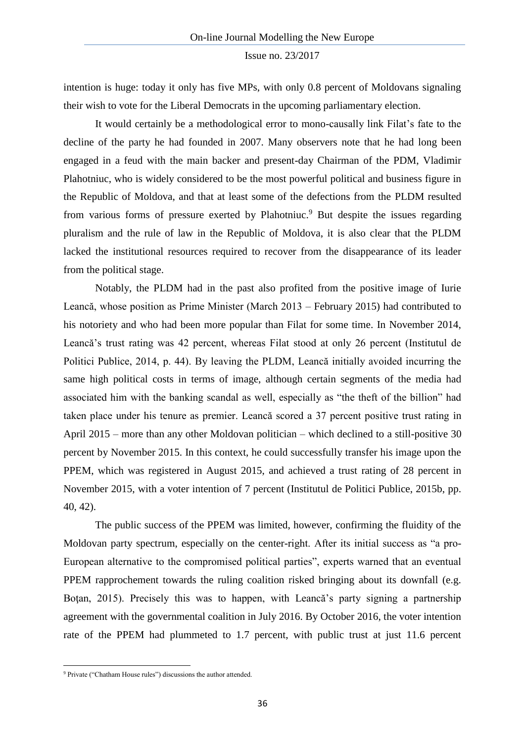intention is huge: today it only has five MPs, with only 0.8 percent of Moldovans signaling their wish to vote for the Liberal Democrats in the upcoming parliamentary election.

It would certainly be a methodological error to mono-causally link Filat's fate to the decline of the party he had founded in 2007. Many observers note that he had long been engaged in a feud with the main backer and present-day Chairman of the PDM, Vladimir Plahotniuc, who is widely considered to be the most powerful political and business figure in the Republic of Moldova, and that at least some of the defections from the PLDM resulted from various forms of pressure exerted by Plahotniuc.[9] But despite the issues regarding pluralism and the rule of law in the Republic of Moldova, it is also clear that the PLDM lacked the institutional resources required to recover from the disappearance of its leader from the political stage.

Notably, the PLDM had in the past also profited from the positive image of Iurie Leancă, whose position as Prime Minister (March 2013 – February 2015) had contributed to his notoriety and who had been more popular than Filat for some time. In November 2014, Leancă's trust rating was 42 percent, whereas Filat stood at only 26 percent (Institutul de Politici Publice, 2014, p. 44). By leaving the PLDM, Leancă initially avoided incurring the same high political costs in terms of image, although certain segments of the media had associated him with the banking scandal as well, especially as "the theft of the billion" had taken place under his tenure as premier. Leancă scored a 37 percent positive trust rating in April 2015 – more than any other Moldovan politician – which declined to a still-positive 30 percent by November 2015. In this context, he could successfully transfer his image upon the PPEM, which was registered in August 2015, and achieved a trust rating of 28 percent in November 2015, with a voter intention of 7 percent (Institutul de Politici Publice, 2015b, pp. 40, 42).

The public success of the PPEM was limited, however, confirming the fluidity of the Moldovan party spectrum, especially on the center-right. After its initial success as "a pro-European alternative to the compromised political parties", experts warned that an eventual PPEM rapprochement towards the ruling coalition risked bringing about its downfall (e.g. Boţan, 2015). Precisely this was to happen, with Leancă's party signing a partnership agreement with the governmental coalition in July 2016. By October 2016, the voter intention rate of the PPEM had plummeted to 1.7 percent, with public trust at just 11.6 percent

[9] Private ("Chatham House rules") discussions the author attended.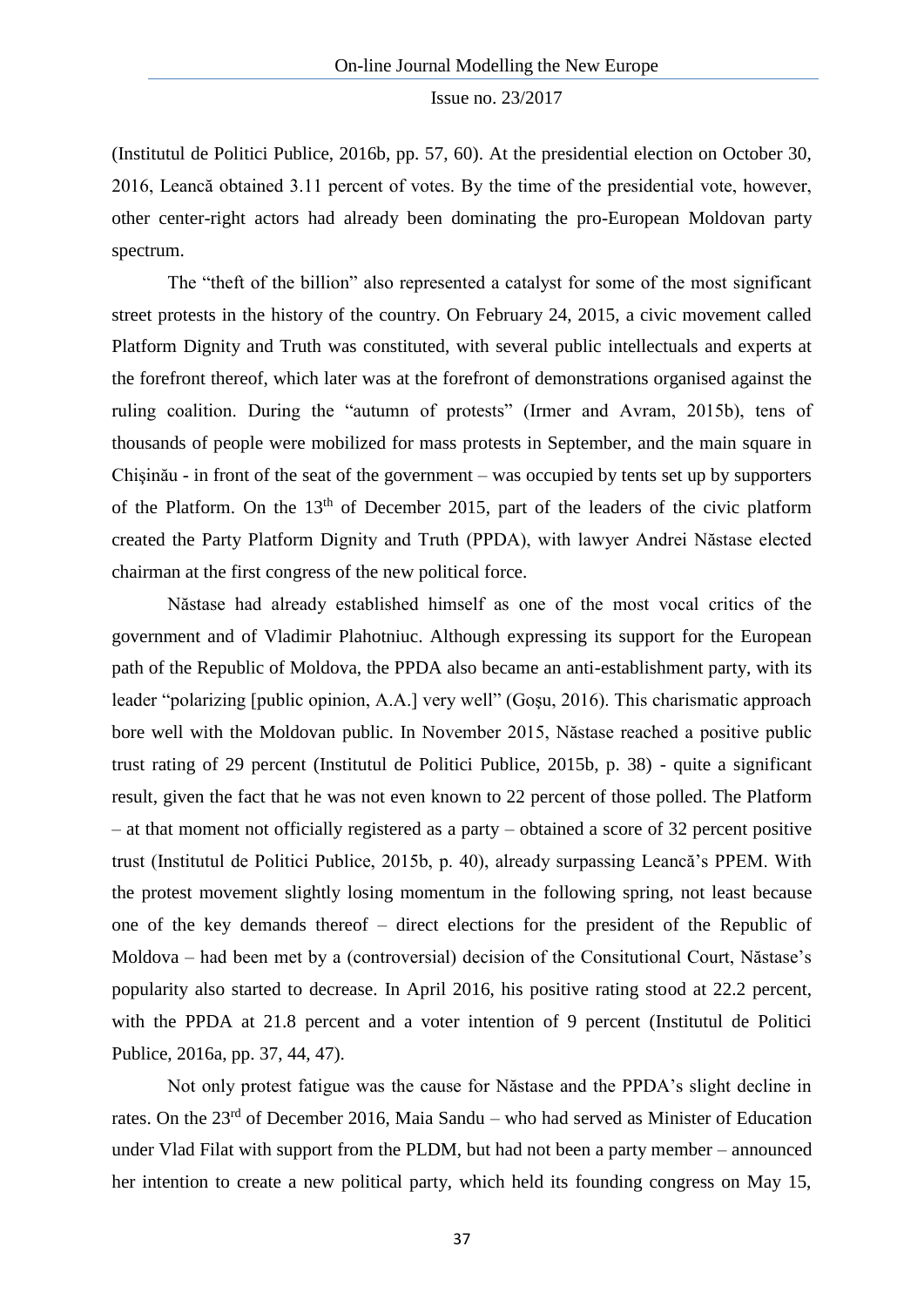(Institutul de Politici Publice, 2016b, pp. 57, 60). At the presidential election on October 30, 2016, Leancă obtained 3.11 percent of votes. By the time of the presidential vote, however, other center-right actors had already been dominating the pro-European Moldovan party spectrum.

The "theft of the billion" also represented a catalyst for some of the most significant street protests in the history of the country. On February 24, 2015, a civic movement called Platform Dignity and Truth was constituted, with several public intellectuals and experts at the forefront thereof, which later was at the forefront of demonstrations organised against the ruling coalition. During the "autumn of protests" (Irmer and Avram, 2015b), tens of thousands of people were mobilized for mass protests in September, and the main square in Chişinău - in front of the seat of the government – was occupied by tents set up by supporters of the Platform. On the 13th of December 2015, part of the leaders of the civic platform created the Party Platform Dignity and Truth (PPDA), with lawyer Andrei Năstase elected chairman at the first congress of the new political force.

Năstase had already established himself as one of the most vocal critics of the government and of Vladimir Plahotniuc. Although expressing its support for the European path of the Republic of Moldova, the PPDA also became an anti-establishment party, with its leader "polarizing [public opinion, A.A.] very well" (Goşu, 2016). This charismatic approach bore well with the Moldovan public. In November 2015, Năstase reached a positive public trust rating of 29 percent (Institutul de Politici Publice, 2015b, p. 38) - quite a significant result, given the fact that he was not even known to 22 percent of those polled. The Platform – at that moment not officially registered as a party – obtained a score of 32 percent positive trust (Institutul de Politici Publice, 2015b, p. 40), already surpassing Leancă's PPEM. With the protest movement slightly losing momentum in the following spring, not least because one of the key demands thereof – direct elections for the president of the Republic of Moldova – had been met by a (controversial) decision of the Consitutional Court, Năstase's popularity also started to decrease. In April 2016, his positive rating stood at 22.2 percent, with the PPDA at 21.8 percent and a voter intention of 9 percent (Institutul de Politici Publice, 2016a, pp. 37, 44, 47).

Not only protest fatigue was the cause for Năstase and the PPDA's slight decline in rates. On the 23rd of December 2016, Maia Sandu – who had served as Minister of Education under Vlad Filat with support from the PLDM, but had not been a party member – announced her intention to create a new political party, which held its founding congress on May 15,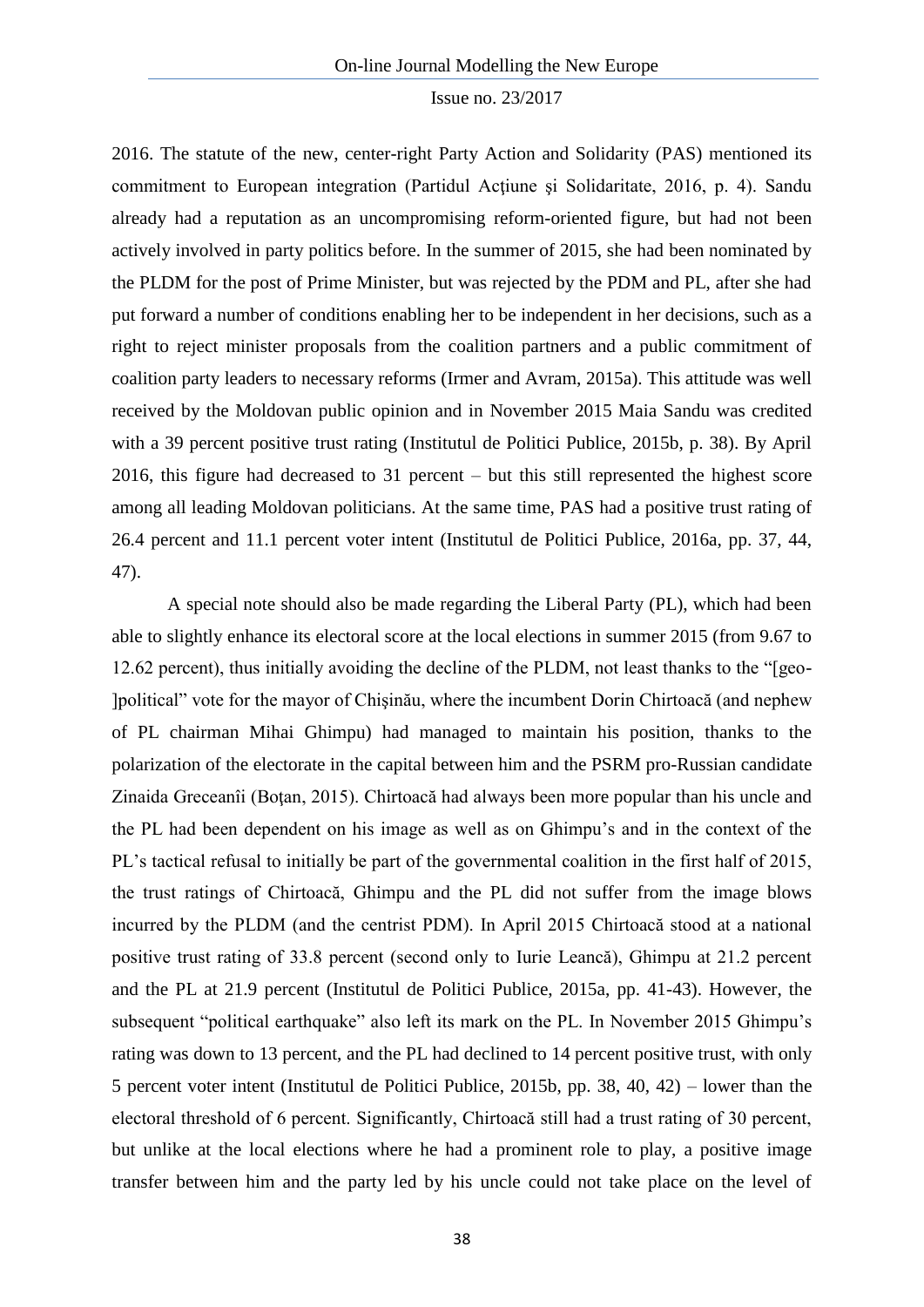2016. The statute of the new, center-right Party Action and Solidarity (PAS) mentioned its commitment to European integration (Partidul Acţiune şi Solidaritate, 2016, p. 4). Sandu already had a reputation as an uncompromising reform-oriented figure, but had not been actively involved in party politics before. In the summer of 2015, she had been nominated by the PLDM for the post of Prime Minister, but was rejected by the PDM and PL, after she had put forward a number of conditions enabling her to be independent in her decisions, such as a right to reject minister proposals from the coalition partners and a public commitment of coalition party leaders to necessary reforms (Irmer and Avram, 2015a). This attitude was well received by the Moldovan public opinion and in November 2015 Maia Sandu was credited with a 39 percent positive trust rating (Institutul de Politici Publice, 2015b, p. 38). By April 2016, this figure had decreased to 31 percent – but this still represented the highest score among all leading Moldovan politicians. At the same time, PAS had a positive trust rating of 26.4 percent and 11.1 percent voter intent (Institutul de Politici Publice, 2016a, pp. 37, 44, 47).

A special note should also be made regarding the Liberal Party (PL), which had been able to slightly enhance its electoral score at the local elections in summer 2015 (from 9.67 to 12.62 percent), thus initially avoiding the decline of the PLDM, not least thanks to the "[geo-]political" vote for the mayor of Chişinău, where the incumbent Dorin Chirtoacă (and nephew of PL chairman Mihai Ghimpu) had managed to maintain his position, thanks to the polarization of the electorate in the capital between him and the PSRM pro-Russian candidate Zinaida Greceanîi (Boţan, 2015). Chirtoacă had always been more popular than his uncle and the PL had been dependent on his image as well as on Ghimpu's and in the context of the PL's tactical refusal to initially be part of the governmental coalition in the first half of 2015, the trust ratings of Chirtoacă, Ghimpu and the PL did not suffer from the image blows incurred by the PLDM (and the centrist PDM). In April 2015 Chirtoacă stood at a national positive trust rating of 33.8 percent (second only to Iurie Leancă), Ghimpu at 21.2 percent and the PL at 21.9 percent (Institutul de Politici Publice, 2015a, pp. 41-43). However, the subsequent "political earthquake" also left its mark on the PL. In November 2015 Ghimpu's rating was down to 13 percent, and the PL had declined to 14 percent positive trust, with only 5 percent voter intent (Institutul de Politici Publice, 2015b, pp. 38, 40, 42) – lower than the electoral threshold of 6 percent. Significantly, Chirtoacă still had a trust rating of 30 percent, but unlike at the local elections where he had a prominent role to play, a positive image transfer between him and the party led by his uncle could not take place on the level of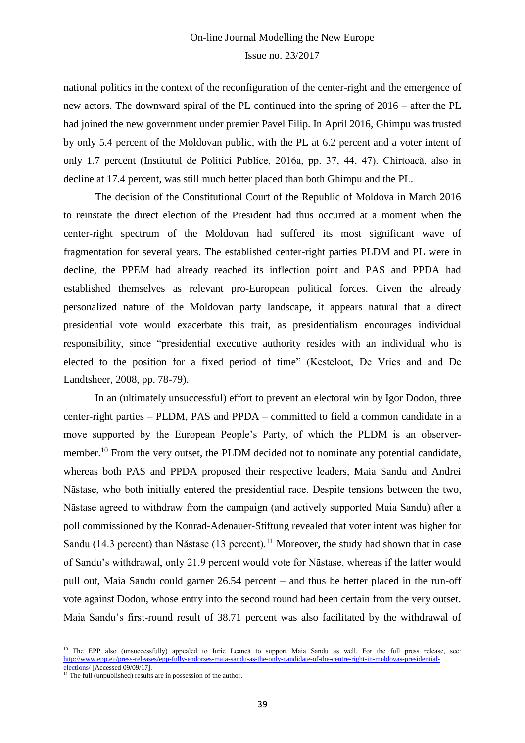national politics in the context of the reconfiguration of the center-right and the emergence of new actors. The downward spiral of the PL continued into the spring of 2016 – after the PL had joined the new government under premier Pavel Filip. In April 2016, Ghimpu was trusted by only 5.4 percent of the Moldovan public, with the PL at 6.2 percent and a voter intent of only 1.7 percent (Institutul de Politici Publice, 2016a, pp. 37, 44, 47). Chirtoacă, also in decline at 17.4 percent, was still much better placed than both Ghimpu and the PL.

The decision of the Constitutional Court of the Republic of Moldova in March 2016 to reinstate the direct election of the President had thus occurred at a moment when the center-right spectrum of the Moldovan had suffered its most significant wave of fragmentation for several years. The established center-right parties PLDM and PL were in decline, the PPEM had already reached its inflection point and PAS and PPDA had established themselves as relevant pro-European political forces. Given the already personalized nature of the Moldovan party landscape, it appears natural that a direct presidential vote would exacerbate this trait, as presidentialism encourages individual responsibility, since "presidential executive authority resides with an individual who is elected to the position for a fixed period of time" (Kesteloot, De Vries and and De Landtsheer, 2008, pp. 78-79).

In an (ultimately unsuccessful) effort to prevent an electoral win by Igor Dodon, three center-right parties – PLDM, PAS and PPDA – committed to field a common candidate in a move supported by the European People's Party, of which the PLDM is an observer-member.[10] From the very outset, the PLDM decided not to nominate any potential candidate, whereas both PAS and PPDA proposed their respective leaders, Maia Sandu and Andrei Năstase, who both initially entered the presidential race. Despite tensions between the two, Năstase agreed to withdraw from the campaign (and actively supported Maia Sandu) after a poll commissioned by the Konrad-Adenauer-Stiftung revealed that voter intent was higher for Sandu (14.3 percent) than Năstase (13 percent).[11] Moreover, the study had shown that in case of Sandu's withdrawal, only 21.9 percent would vote for Năstase, whereas if the latter would pull out, Maia Sandu could garner 26.54 percent – and thus be better placed in the run-off vote against Dodon, whose entry into the second round had been certain from the very outset. Maia Sandu's first-round result of 38.71 percent was also facilitated by the withdrawal of

---

[10] The EPP also (unsuccessfully) appealed to Iurie Leancă to support Maia Sandu as well. For the full press release, see: http://www.epp.eu/press-releases/epp-fully-endorses-maia-sandu-as-the-only-candidate-of-the-centre-right-in-moldovas-presidential-elections/ [Accessed 09/09/17].

[11] The full (unpublished) results are in possession of the author.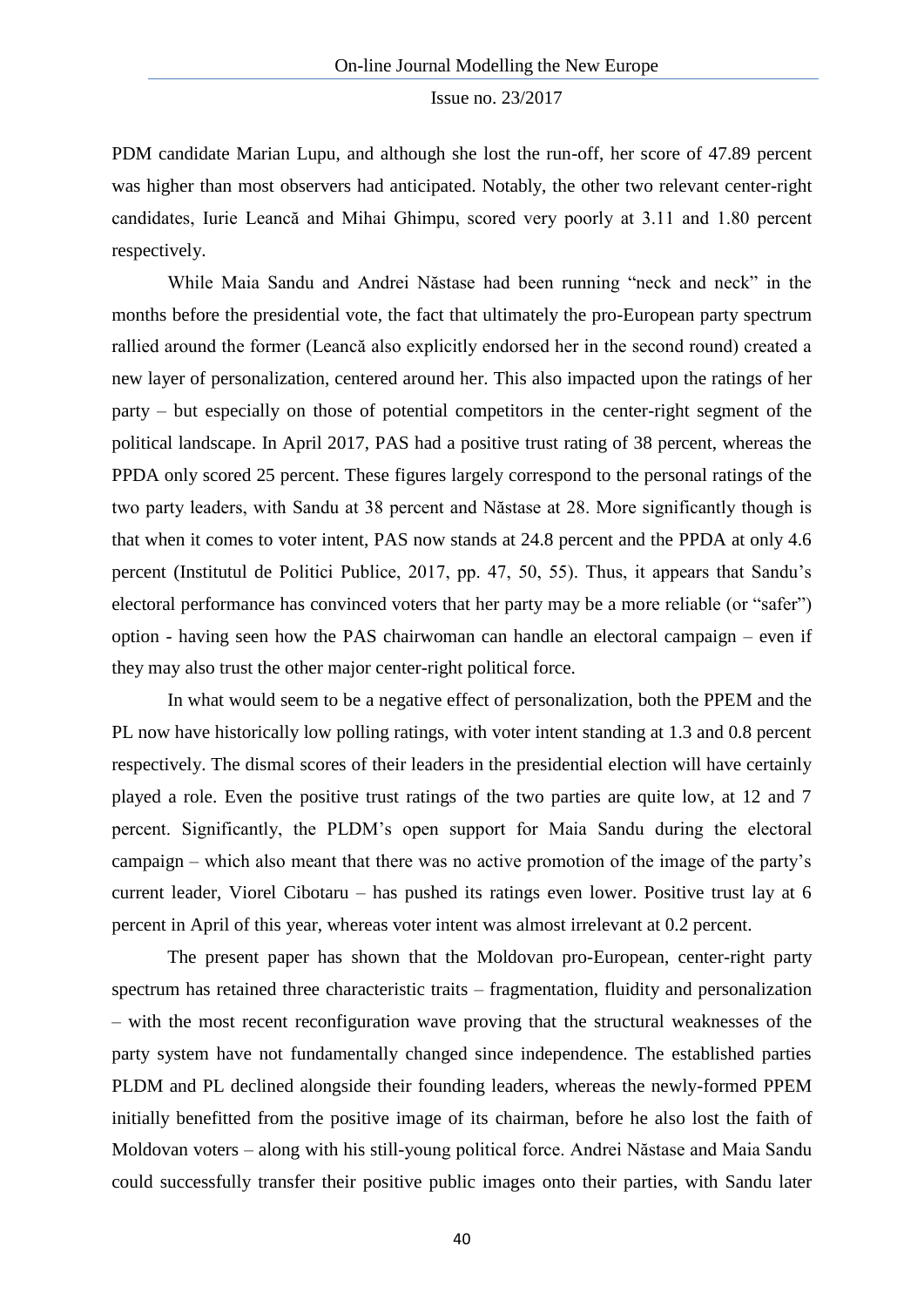PDM candidate Marian Lupu, and although she lost the run-off, her score of 47.89 percent was higher than most observers had anticipated. Notably, the other two relevant center-right candidates, Iurie Leancă and Mihai Ghimpu, scored very poorly at 3.11 and 1.80 percent respectively.

While Maia Sandu and Andrei Năstase had been running "neck and neck" in the months before the presidential vote, the fact that ultimately the pro-European party spectrum rallied around the former (Leancă also explicitly endorsed her in the second round) created a new layer of personalization, centered around her. This also impacted upon the ratings of her party – but especially on those of potential competitors in the center-right segment of the political landscape. In April 2017, PAS had a positive trust rating of 38 percent, whereas the PPDA only scored 25 percent. These figures largely correspond to the personal ratings of the two party leaders, with Sandu at 38 percent and Năstase at 28. More significantly though is that when it comes to voter intent, PAS now stands at 24.8 percent and the PPDA at only 4.6 percent (Institutul de Politici Publice, 2017, pp. 47, 50, 55). Thus, it appears that Sandu's electoral performance has convinced voters that her party may be a more reliable (or "safer") option - having seen how the PAS chairwoman can handle an electoral campaign – even if they may also trust the other major center-right political force.

In what would seem to be a negative effect of personalization, both the PPEM and the PL now have historically low polling ratings, with voter intent standing at 1.3 and 0.8 percent respectively. The dismal scores of their leaders in the presidential election will have certainly played a role. Even the positive trust ratings of the two parties are quite low, at 12 and 7 percent. Significantly, the PLDM's open support for Maia Sandu during the electoral campaign – which also meant that there was no active promotion of the image of the party's current leader, Viorel Cibotaru – has pushed its ratings even lower. Positive trust lay at 6 percent in April of this year, whereas voter intent was almost irrelevant at 0.2 percent.

The present paper has shown that the Moldovan pro-European, center-right party spectrum has retained three characteristic traits – fragmentation, fluidity and personalization – with the most recent reconfiguration wave proving that the structural weaknesses of the party system have not fundamentally changed since independence. The established parties PLDM and PL declined alongside their founding leaders, whereas the newly-formed PPEM initially benefitted from the positive image of its chairman, before he also lost the faith of Moldovan voters – along with his still-young political force. Andrei Năstase and Maia Sandu could successfully transfer their positive public images onto their parties, with Sandu later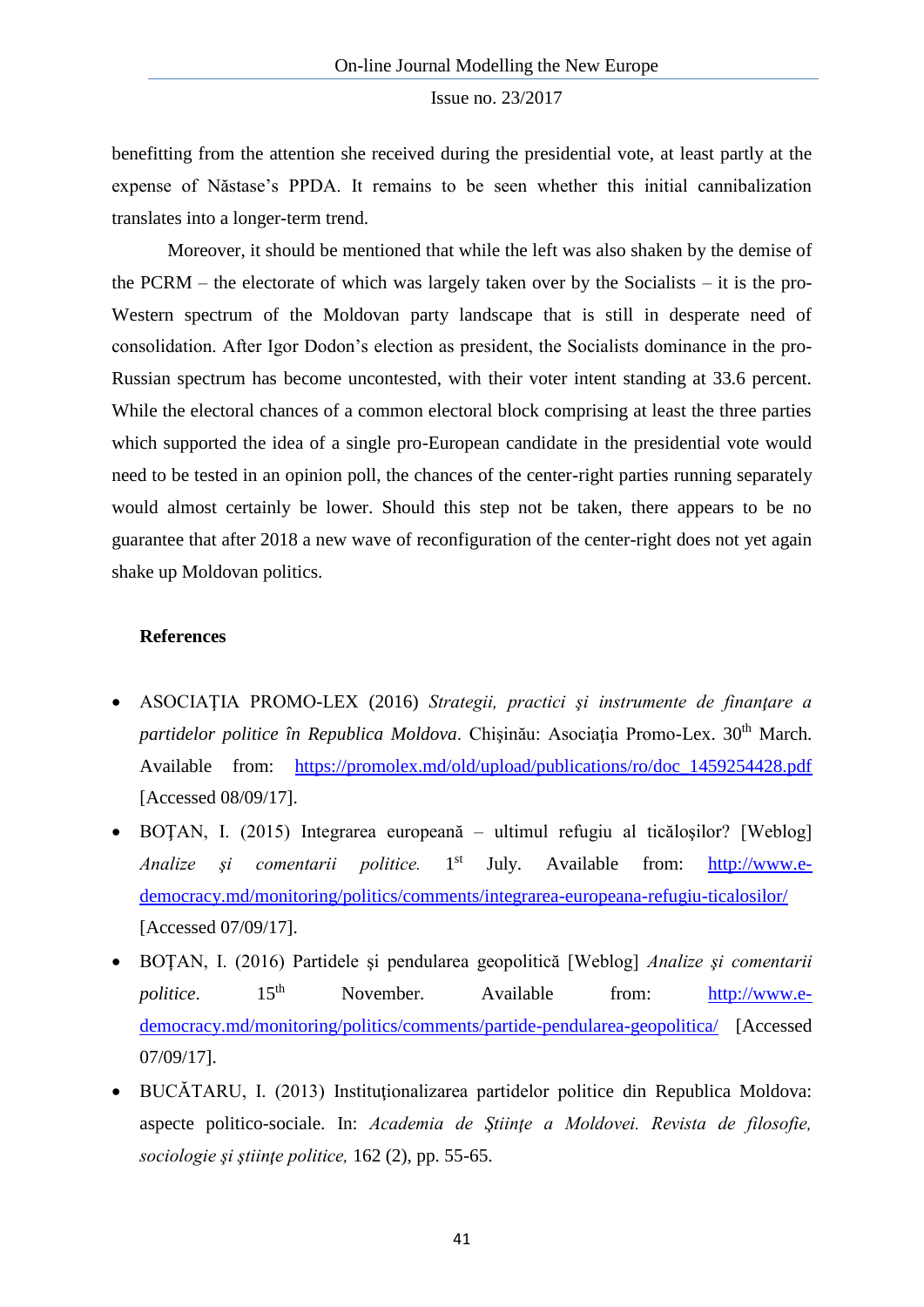benefitting from the attention she received during the presidential vote, at least partly at the expense of Năstase's PPDA. It remains to be seen whether this initial cannibalization translates into a longer-term trend.

Moreover, it should be mentioned that while the left was also shaken by the demise of the PCRM – the electorate of which was largely taken over by the Socialists – it is the pro-Western spectrum of the Moldovan party landscape that is still in desperate need of consolidation. After Igor Dodon's election as president, the Socialists dominance in the pro-Russian spectrum has become uncontested, with their voter intent standing at 33.6 percent. While the electoral chances of a common electoral block comprising at least the three parties which supported the idea of a single pro-European candidate in the presidential vote would need to be tested in an opinion poll, the chances of the center-right parties running separately would almost certainly be lower. Should this step not be taken, there appears to be no guarantee that after 2018 a new wave of reconfiguration of the center-right does not yet again shake up Moldovan politics.

**References**

- ASOCIAŢIA PROMO-LEX (2016) *Strategii, practici şi instrumente de finanţare a partidelor politice în Republica Moldova*. Chişinău: Asociaţia Promo-Lex. 30th March. Available from: https://promolex.md/old/upload/publications/ro/doc_1459254428.pdf [Accessed 08/09/17].
- BOŢAN, I. (2015) Integrarea europeană – ultimul refugiu al ticăloşilor? [Weblog] *Analize şi comentarii politice.* 1st July. Available from: http://www.e-democracy.md/monitoring/politics/comments/integrarea-europeana-refugiu-ticalosilor/ [Accessed 07/09/17].
- BOŢAN, I. (2016) Partidele şi pendularea geopolitică [Weblog] *Analize şi comentarii politice*. 15th November. Available from: http://www.e-democracy.md/monitoring/politics/comments/partide-pendularea-geopolitica/ [Accessed 07/09/17].
- BUCĂTARU, I. (2013) Instituţionalizarea partidelor politice din Republica Moldova: aspecte politico-sociale. In: *Academia de Ştiinţe a Moldovei. Revista de filosofie, sociologie şi ştiinţe politice,* 162 (2), pp. 55-65.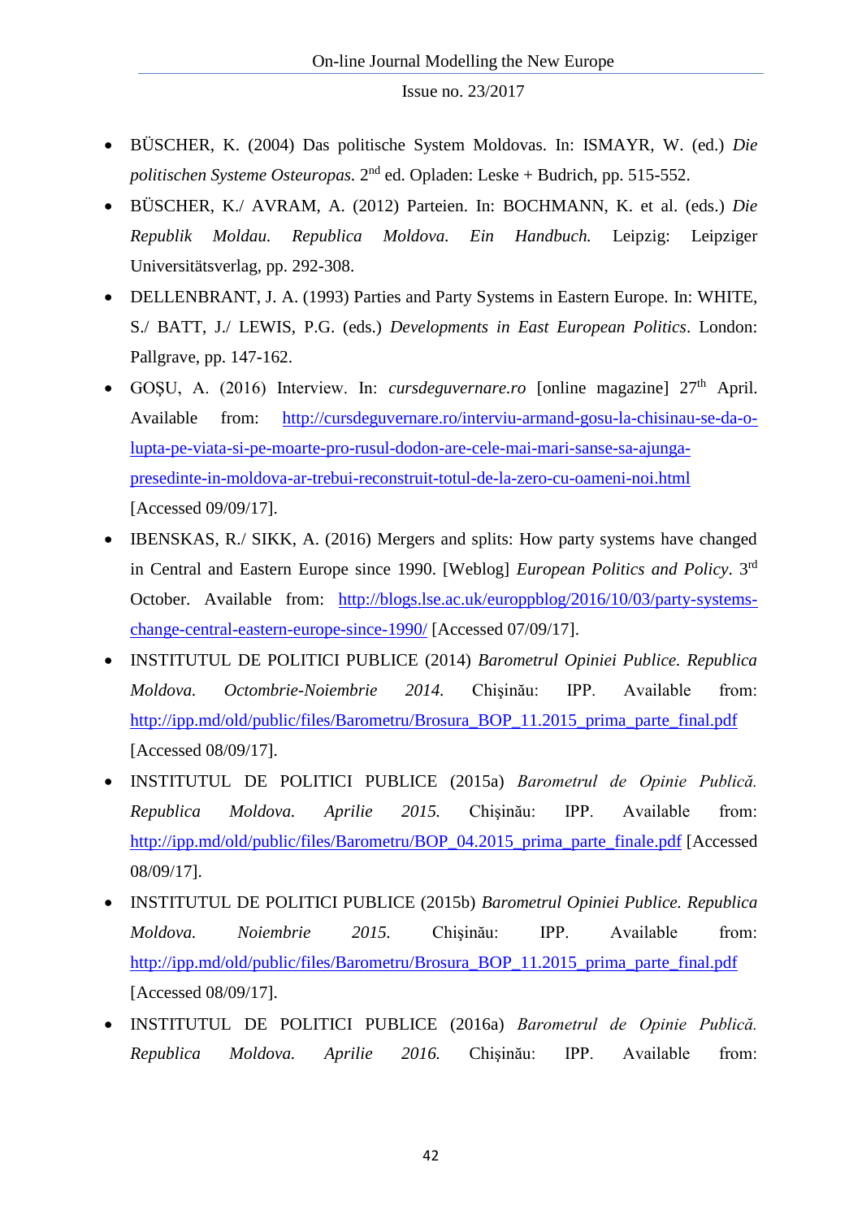- BÜSCHER, K. (2004) Das politische System Moldovas. In: ISMAYR, W. (ed.) *Die politischen Systeme Osteuropas.* 2nd ed. Opladen: Leske + Budrich, pp. 515-552.
- BÜSCHER, K./ AVRAM, A. (2012) Parteien. In: BOCHMANN, K. et al. (eds.) *Die Republik Moldau. Republica Moldova. Ein Handbuch.* Leipzig: Leipziger Universitätsverlag, pp. 292-308.
- DELLENBRANT, J. A. (1993) Parties and Party Systems in Eastern Europe. In: WHITE, S./ BATT, J./ LEWIS, P.G. (eds.) *Developments in East European Politics*. London: Pallgrave, pp. 147-162.
- GOŞU, A. (2016) Interview. In: *cursdeguvernare.ro* [online magazine] 27th April. Available from: http://cursdeguvernare.ro/interviu-armand-gosu-la-chisinau-se-da-o-lupta-pe-viata-si-pe-moarte-pro-rusul-dodon-are-cele-mai-mari-sanse-sa-ajunga-presedinte-in-moldova-ar-trebui-reconstruit-totul-de-la-zero-cu-oameni-noi.html [Accessed 09/09/17].
- IBENSKAS, R./ SIKK, A. (2016) Mergers and splits: How party systems have changed in Central and Eastern Europe since 1990. [Weblog] *European Politics and Policy*. 3rd October. Available from: http://blogs.lse.ac.uk/europpblog/2016/10/03/party-systems-change-central-eastern-europe-since-1990/ [Accessed 07/09/17].
- INSTITUTUL DE POLITICI PUBLICE (2014) *Barometrul Opiniei Publice. Republica Moldova. Octombrie-Noiembrie 2014.* Chişinău: IPP. Available from: http://ipp.md/old/public/files/Barometru/Brosura_BOP_11.2015_prima_parte_final.pdf [Accessed 08/09/17].
- INSTITUTUL DE POLITICI PUBLICE (2015a) *Barometrul de Opinie Publică. Republica Moldova. Aprilie 2015.* Chişinău: IPP. Available from: http://ipp.md/old/public/files/Barometru/BOP_04.2015_prima_parte_finale.pdf [Accessed 08/09/17].
- INSTITUTUL DE POLITICI PUBLICE (2015b) *Barometrul Opiniei Publice. Republica Moldova. Noiembrie 2015.* Chişinău: IPP. Available from: http://ipp.md/old/public/files/Barometru/Brosura_BOP_11.2015_prima_parte_final.pdf [Accessed 08/09/17].
- INSTITUTUL DE POLITICI PUBLICE (2016a) *Barometrul de Opinie Publică. Republica Moldova. Aprilie 2016.* Chişinău: IPP. Available from: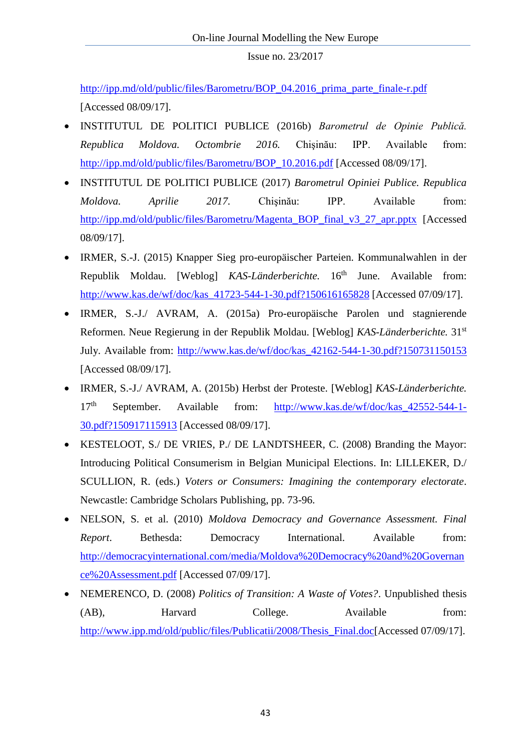http://ipp.md/old/public/files/Barometru/BOP_04.2016_prima_parte_finale-r.pdf [Accessed 08/09/17].

- INSTITUTUL DE POLITICI PUBLICE (2016b) *Barometrul de Opinie Publică. Republica Moldova. Octombrie 2016.* Chişinău: IPP. Available from: http://ipp.md/old/public/files/Barometru/BOP_10.2016.pdf [Accessed 08/09/17].
- INSTITUTUL DE POLITICI PUBLICE (2017) *Barometrul Opiniei Publice. Republica Moldova. Aprilie 2017.* Chişinău: IPP. Available from: http://ipp.md/old/public/files/Barometru/Magenta_BOP_final_v3_27_apr.pptx [Accessed 08/09/17].
- IRMER, S.-J. (2015) Knapper Sieg pro-europäischer Parteien. Kommunalwahlen in der Republik Moldau. [Weblog] *KAS-Länderberichte.* 16th June. Available from: http://www.kas.de/wf/doc/kas_41723-544-1-30.pdf?150616165828 [Accessed 07/09/17].
- IRMER, S.-J./ AVRAM, A. (2015a) Pro-europäische Parolen und stagnierende Reformen. Neue Regierung in der Republik Moldau. [Weblog] *KAS-Länderberichte.* 31st July. Available from: http://www.kas.de/wf/doc/kas_42162-544-1-30.pdf?150731150153 [Accessed 08/09/17].
- IRMER, S.-J./ AVRAM, A. (2015b) Herbst der Proteste. [Weblog] *KAS-Länderberichte.* 17th September. Available from: http://www.kas.de/wf/doc/kas_42552-544-1-30.pdf?150917115913 [Accessed 08/09/17].
- KESTELOOT, S./ DE VRIES, P./ DE LANDTSHEER, C. (2008) Branding the Mayor: Introducing Political Consumerism in Belgian Municipal Elections. In: LILLEKER, D./ SCULLION, R. (eds.) *Voters or Consumers: Imagining the contemporary electorate*. Newcastle: Cambridge Scholars Publishing, pp. 73-96.
- NELSON, S. et al. (2010) *Moldova Democracy and Governance Assessment. Final Report*. Bethesda: Democracy International. Available from: http://democracyinternational.com/media/Moldova%20Democracy%20and%20Governance%20Assessment.pdf [Accessed 07/09/17].
- NEMERENCO, D. (2008) *Politics of Transition: A Waste of Votes?*. Unpublished thesis (AB), Harvard College. Available from: http://www.ipp.md/old/public/files/Publicatii/2008/Thesis_Final.doc[Accessed 07/09/17].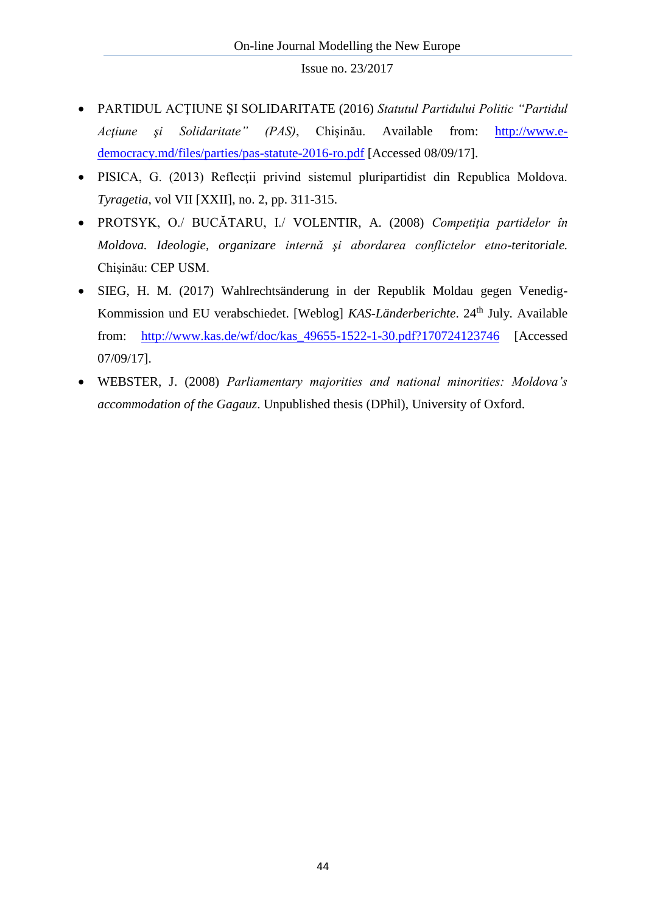- PARTIDUL ACŢIUNE ŞI SOLIDARITATE (2016) *Statutul Partidului Politic "Partidul Acţiune şi Solidaritate" (PAS)*, Chişinău. Available from: http://www.e-democracy.md/files/parties/pas-statute-2016-ro.pdf [Accessed 08/09/17].
- PISICA, G. (2013) Reflecţii privind sistemul pluripartidist din Republica Moldova. *Tyragetia*, vol VII [XXII], no. 2, pp. 311-315.
- PROTSYK, O./ BUCĂTARU, I./ VOLENTIR, A. (2008) *Competiţia partidelor în Moldova. Ideologie, organizare internă şi abordarea conflictelor etno-teritoriale.* Chişinău: CEP USM.
- SIEG, H. M. (2017) Wahlrechtsänderung in der Republik Moldau gegen Venedig-Kommission und EU verabschiedet. [Weblog] *KAS-Länderberichte*. 24th July. Available from: http://www.kas.de/wf/doc/kas_49655-1522-1-30.pdf?170724123746 [Accessed 07/09/17].
- WEBSTER, J. (2008) *Parliamentary majorities and national minorities: Moldova's accommodation of the Gagauz*. Unpublished thesis (DPhil), University of Oxford.